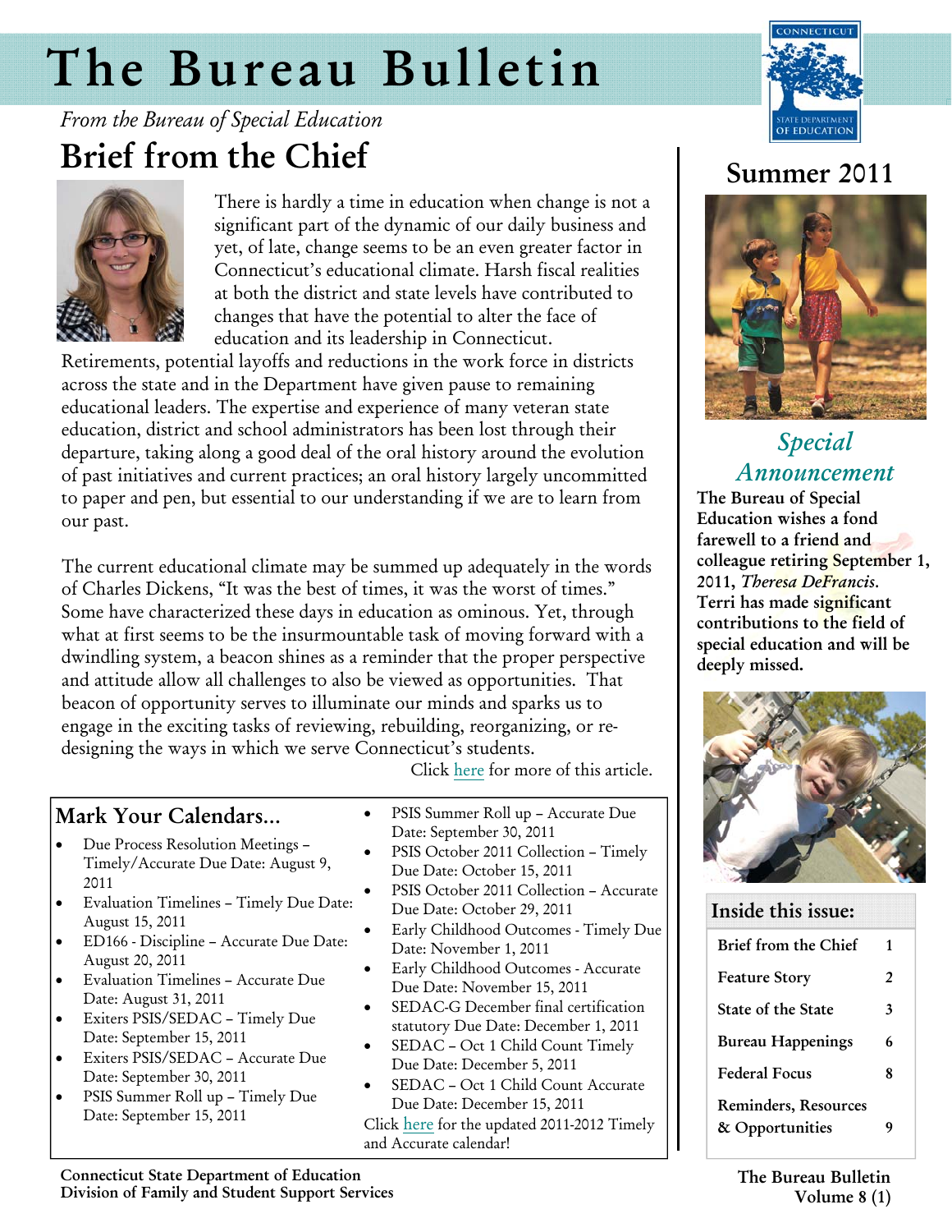# The Bureau Bulletin

*From the Bureau of Special Education*

## Brief from the Chief

There is hardly a time in education when change is not a significant part of the dynamic of our daily business and yet, of late, change seems to be an even greater factor in Connecticut's educational climate. Harsh fiscal realities at both the district and state levels have contributed to changes that have the potential to alter the face of education and its leadership in Connecticut. Retirements, potential layoffs and reductions in the work force in districts across the state and in the Department have given pause to remaining educational leaders. The expertise and experience of many veteran state education, district and school administrators has been lost through their departure, taking along a good deal of the oral history around the evolution of past initiatives and current practices; an oral history largely uncommitted to paper and pen, but essential to our understanding if we are to learn from our past.

The current educational climate may be summed up adequately in the words of Charles Dickens, "It was the best of times, it was the worst of times." Some have characterized these days in education as ominous. Yet, through what at first seems to be the insurmountable task of moving forward with a dwindling system, a beacon shines as a reminder that the proper perspective and attitude allow all challenges to also be viewed as opportunities. That beacon of opportunity serves to illuminate our minds and sparks us to engage in the exciting tasks of reviewing, rebuilding, reorganizing, or re-designing the ways in which we serve Connecticut's students.

Click here for more of this article.

## Mark Your Calendars...

- Due Process Resolution Meetings – Timely/Accurate Due Date: August 9, 2011
- Evaluation Timelines – Timely Due Date: August 15, 2011
- ED166 - Discipline – Accurate Due Date: August 20, 2011
- Evaluation Timelines – Accurate Due Date: August 31, 2011
- Exiters PSIS/SEDAC – Timely Due Date: September 15, 2011
- Exiters PSIS/SEDAC – Accurate Due Date: September 30, 2011
- PSIS Summer Roll up – Timely Due Date: September 15, 2011
- PSIS Summer Roll up – Accurate Due Date: September 30, 2011
- PSIS October 2011 Collection – Timely Due Date: October 15, 2011
- PSIS October 2011 Collection – Accurate Due Date: October 29, 2011
- Early Childhood Outcomes - Timely Due Date: November 1, 2011
- Early Childhood Outcomes - Accurate Due Date: November 15, 2011
- SEDAC-G December final certification statutory Due Date: December 1, 2011
- SEDAC – Oct 1 Child Count Timely Due Date: December 5, 2011
- SEDAC – Oct 1 Child Count Accurate Due Date: December 15, 2011

Click here for the updated 2011-2012 Timely and Accurate calendar!

## Summer 2011

### *Special Announcement*

**The Bureau of Special Education wishes a fond farewell to a friend and colleague retiring September 1, 2011, *Theresa DeFrancis*. Terri has made significant contributions to the field of special education and will be deeply missed.**

### Inside this issue:

| | |
|---|---|
| **Brief from the Chief** | **1** |
| **Feature Story** | **2** |
| **State of the State** | **3** |
| **Bureau Happenings** | **6** |
| **Federal Focus** | **8** |
| **Reminders, Resources & Opportunities** | **9** |

**Connecticut State Department of Education**
**Division of Family and Student Support Services**

**The Bureau Bulletin**
**Volume 8 (1)**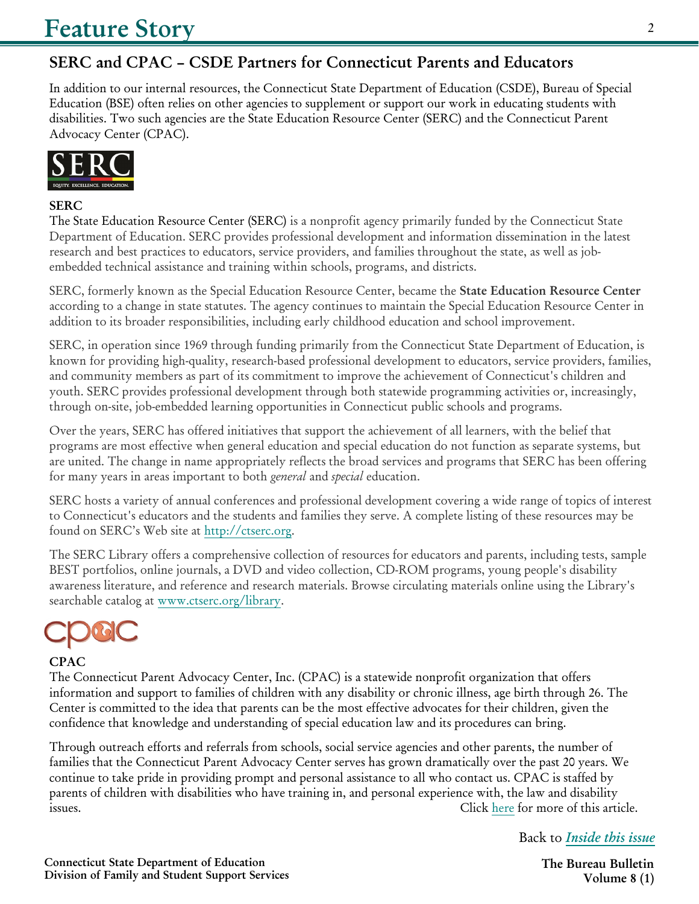# Feature Story

## SERC and CPAC – CSDE Partners for Connecticut Parents and Educators

In addition to our internal resources, the Connecticut State Department of Education (CSDE), Bureau of Special Education (BSE) often relies on other agencies to supplement or support our work in educating students with disabilities. Two such agencies are the State Education Resource Center (SERC) and the Connecticut Parent Advocacy Center (CPAC).

### SERC

The State Education Resource Center (SERC) is a nonprofit agency primarily funded by the Connecticut State Department of Education. SERC provides professional development and information dissemination in the latest research and best practices to educators, service providers, and families throughout the state, as well as job-embedded technical assistance and training within schools, programs, and districts.

SERC, formerly known as the Special Education Resource Center, became the **State Education Resource Center** according to a change in state statutes. The agency continues to maintain the Special Education Resource Center in addition to its broader responsibilities, including early childhood education and school improvement.

SERC, in operation since 1969 through funding primarily from the Connecticut State Department of Education, is known for providing high-quality, research-based professional development to educators, service providers, families, and community members as part of its commitment to improve the achievement of Connecticut's children and youth. SERC provides professional development through both statewide programming activities or, increasingly, through on-site, job-embedded learning opportunities in Connecticut public schools and programs.

Over the years, SERC has offered initiatives that support the achievement of all learners, with the belief that programs are most effective when general education and special education do not function as separate systems, but are united. The change in name appropriately reflects the broad services and programs that SERC has been offering for many years in areas important to both *general* and *special* education.

SERC hosts a variety of annual conferences and professional development covering a wide range of topics of interest to Connecticut's educators and the students and families they serve. A complete listing of these resources may be found on SERC's Web site at http://ctserc.org.

The SERC Library offers a comprehensive collection of resources for educators and parents, including tests, sample BEST portfolios, online journals, a DVD and video collection, CD-ROM programs, young people's disability awareness literature, and reference and research materials. Browse circulating materials online using the Library's searchable catalog at www.ctserc.org/library.

### CPAC

The Connecticut Parent Advocacy Center, Inc. (CPAC) is a statewide nonprofit organization that offers information and support to families of children with any disability or chronic illness, age birth through 26. The Center is committed to the idea that parents can be the most effective advocates for their children, given the confidence that knowledge and understanding of special education law and its procedures can bring.

Through outreach efforts and referrals from schools, social service agencies and other parents, the number of families that the Connecticut Parent Advocacy Center serves has grown dramatically over the past 20 years. We continue to take pride in providing prompt and personal assistance to all who contact us. CPAC is staffed by parents of children with disabilities who have training in, and personal experience with, the law and disability issues.

Click here for more of this article.

Back to *Inside this issue*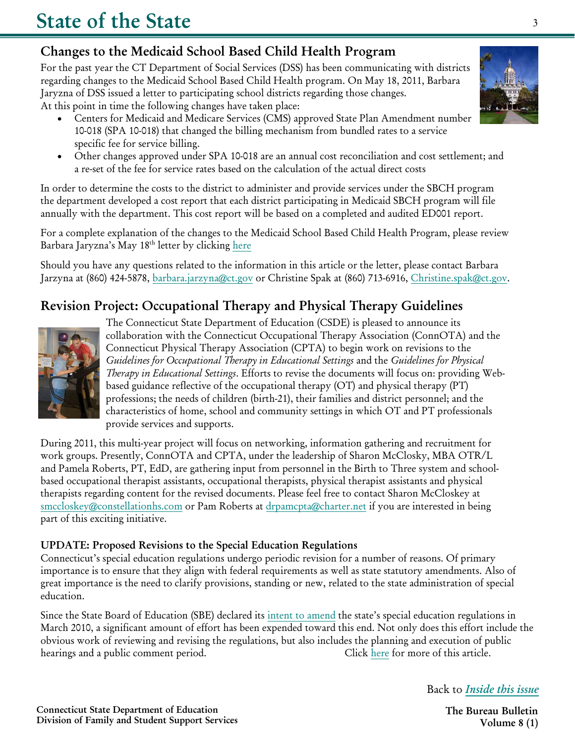# State of the State

## Changes to the Medicaid School Based Child Health Program

For the past year the CT Department of Social Services (DSS) has been communicating with districts regarding changes to the Medicaid School Based Child Health program. On May 18, 2011, Barbara Jaryzna of DSS issued a letter to participating school districts regarding those changes.
At this point in time the following changes have taken place:

- Centers for Medicaid and Medicare Services (CMS) approved State Plan Amendment number 10-018 (SPA 10-018) that changed the billing mechanism from bundled rates to a service specific fee for service billing.
- Other changes approved under SPA 10-018 are an annual cost reconciliation and cost settlement; and a re-set of the fee for service rates based on the calculation of the actual direct costs

In order to determine the costs to the district to administer and provide services under the SBCH program the department developed a cost report that each district participating in Medicaid SBCH program will file annually with the department. This cost report will be based on a completed and audited ED001 report.

For a complete explanation of the changes to the Medicaid School Based Child Health Program, please review Barbara Jaryzna's May 18th letter by clicking here

Should you have any questions related to the information in this article or the letter, please contact Barbara Jarzyna at (860) 424-5878, barbara.jarzyna@ct.gov or Christine Spak at (860) 713-6916, Christine.spak@ct.gov.

## Revision Project: Occupational Therapy and Physical Therapy Guidelines

The Connecticut State Department of Education (CSDE) is pleased to announce its collaboration with the Connecticut Occupational Therapy Association (ConnOTA) and the Connecticut Physical Therapy Association (CPTA) to begin work on revisions to the *Guidelines for Occupational Therapy in Educational Settings* and the *Guidelines for Physical Therapy in Educational Settings*. Efforts to revise the documents will focus on: providing Web-based guidance reflective of the occupational therapy (OT) and physical therapy (PT) professions; the needs of children (birth-21), their families and district personnel; and the characteristics of home, school and community settings in which OT and PT professionals provide services and supports.

During 2011, this multi-year project will focus on networking, information gathering and recruitment for work groups. Presently, ConnOTA and CPTA, under the leadership of Sharon McClosky, MBA OTR/L and Pamela Roberts, PT, EdD, are gathering input from personnel in the Birth to Three system and school-based occupational therapist assistants, occupational therapists, physical therapist assistants and physical therapists regarding content for the revised documents. Please feel free to contact Sharon McCloskey at smccloskey@constellationhs.com or Pam Roberts at drpamcpta@charter.net if you are interested in being part of this exciting initiative.

### UPDATE: Proposed Revisions to the Special Education Regulations

Connecticut's special education regulations undergo periodic revision for a number of reasons. Of primary importance is to ensure that they align with federal requirements as well as state statutory amendments. Also of great importance is the need to clarify provisions, standing or new, related to the state administration of special education.

Since the State Board of Education (SBE) declared its intent to amend the state's special education regulations in March 2010, a significant amount of effort has been expended toward this end. Not only does this effort include the obvious work of reviewing and revising the regulations, but also includes the planning and execution of public hearings and a public comment period. Click here for more of this article.

Back to *Inside this issue*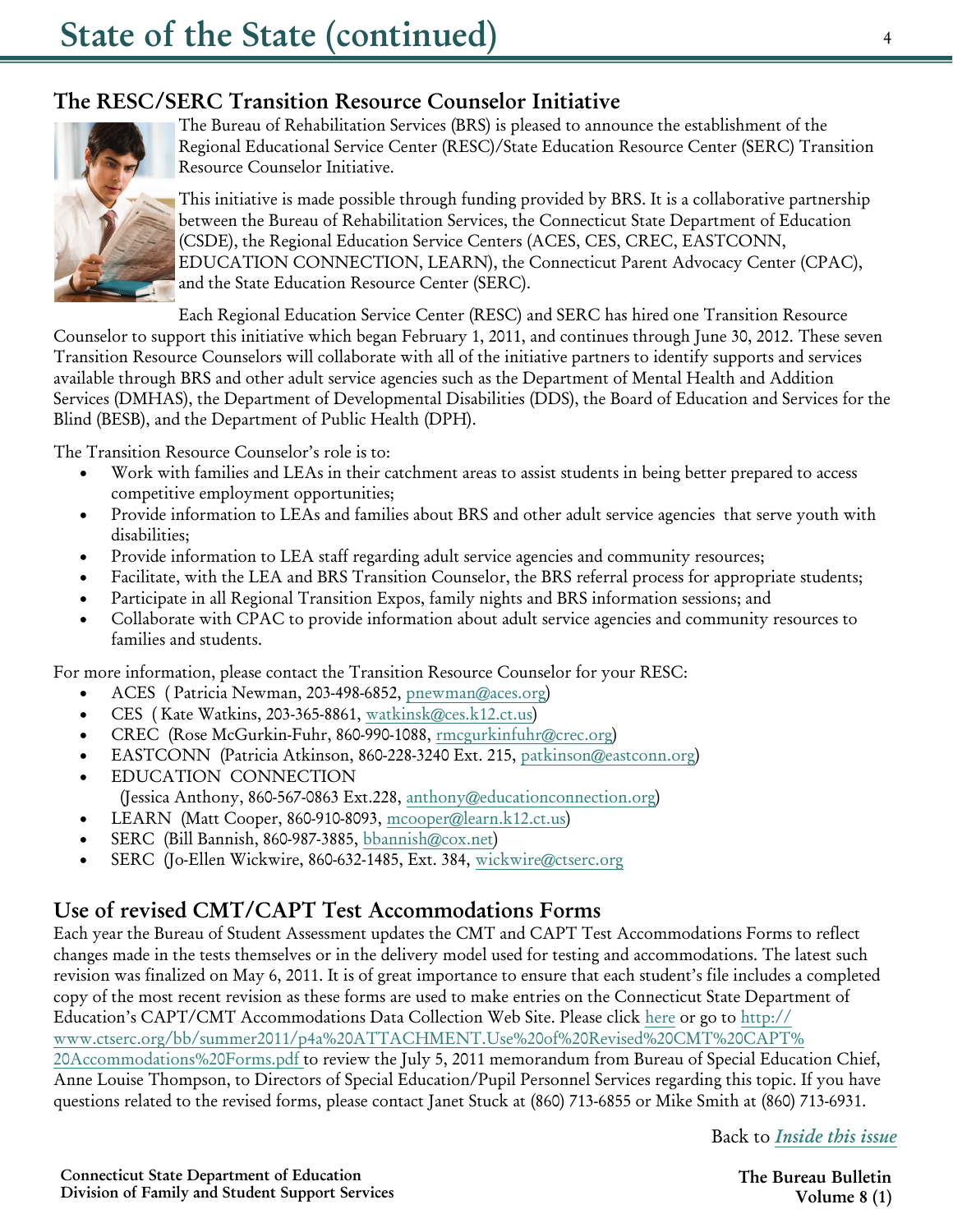# State of the State (continued)

## The RESC/SERC Transition Resource Counselor Initiative

The Bureau of Rehabilitation Services (BRS) is pleased to announce the establishment of the Regional Educational Service Center (RESC)/State Education Resource Center (SERC) Transition Resource Counselor Initiative.

This initiative is made possible through funding provided by BRS. It is a collaborative partnership between the Bureau of Rehabilitation Services, the Connecticut State Department of Education (CSDE), the Regional Education Service Centers (ACES, CES, CREC, EASTCONN, EDUCATION CONNECTION, LEARN), the Connecticut Parent Advocacy Center (CPAC), and the State Education Resource Center (SERC).

Each Regional Education Service Center (RESC) and SERC has hired one Transition Resource Counselor to support this initiative which began February 1, 2011, and continues through June 30, 2012. These seven Transition Resource Counselors will collaborate with all of the initiative partners to identify supports and services available through BRS and other adult service agencies such as the Department of Mental Health and Addition Services (DMHAS), the Department of Developmental Disabilities (DDS), the Board of Education and Services for the Blind (BESB), and the Department of Public Health (DPH).

The Transition Resource Counselor's role is to:

- Work with families and LEAs in their catchment areas to assist students in being better prepared to access competitive employment opportunities;
- Provide information to LEAs and families about BRS and other adult service agencies that serve youth with disabilities;
- Provide information to LEA staff regarding adult service agencies and community resources;
- Facilitate, with the LEA and BRS Transition Counselor, the BRS referral process for appropriate students;
- Participate in all Regional Transition Expos, family nights and BRS information sessions; and
- Collaborate with CPAC to provide information about adult service agencies and community resources to families and students.

For more information, please contact the Transition Resource Counselor for your RESC:

- ACES ( Patricia Newman, 203-498-6852, pnewman@aces.org)
- CES ( Kate Watkins, 203-365-8861, watkinsk@ces.k12.ct.us)
- CREC (Rose McGurkin-Fuhr, 860-990-1088, rmcgurkinfuhr@crec.org)
- EASTCONN (Patricia Atkinson, 860-228-3240 Ext. 215, patkinson@eastconn.org)
- EDUCATION CONNECTION (Jessica Anthony, 860-567-0863 Ext.228, anthony@educationconnection.org)
- LEARN (Matt Cooper, 860-910-8093, mcooper@learn.k12.ct.us)
- SERC (Bill Bannish, 860-987-3885, bbannish@cox.net)
- SERC (Jo-Ellen Wickwire, 860-632-1485, Ext. 384, wickwire@ctserc.org

## Use of revised CMT/CAPT Test Accommodations Forms

Each year the Bureau of Student Assessment updates the CMT and CAPT Test Accommodations Forms to reflect changes made in the tests themselves or in the delivery model used for testing and accommodations. The latest such revision was finalized on May 6, 2011. It is of great importance to ensure that each student's file includes a completed copy of the most recent revision as these forms are used to make entries on the Connecticut State Department of Education's CAPT/CMT Accommodations Data Collection Web Site. Please click here or go to http://www.ctserc.org/bb/summer2011/p4a%20ATTACHMENT.Use%20of%20Revised%20CMT%20CAPT%20Accommodations%20Forms.pdf to review the July 5, 2011 memorandum from Bureau of Special Education Chief, Anne Louise Thompson, to Directors of Special Education/Pupil Personnel Services regarding this topic. If you have questions related to the revised forms, please contact Janet Stuck at (860) 713-6855 or Mike Smith at (860) 713-6931.

Back to *Inside this issue*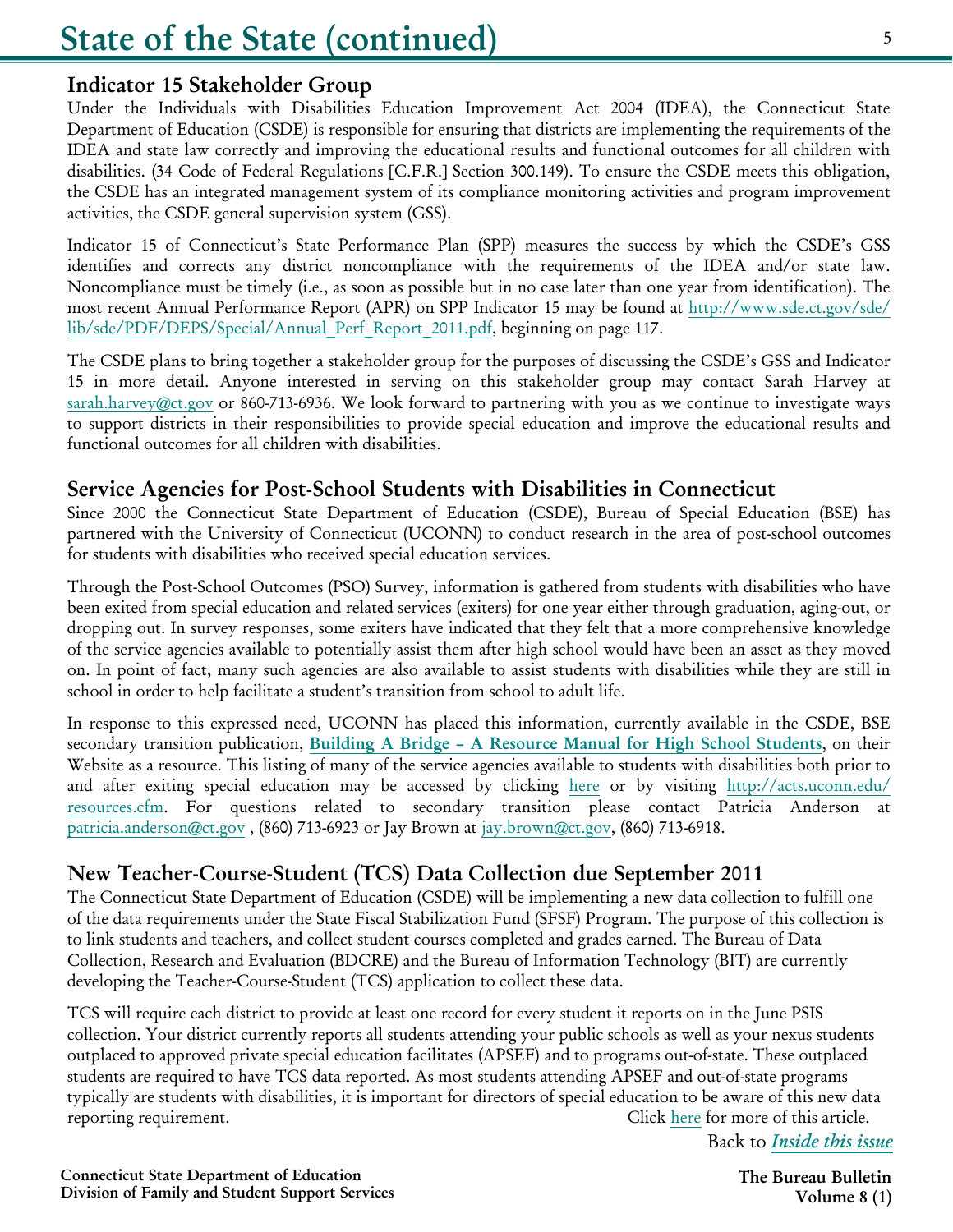# State of the State (continued)

## Indicator 15 Stakeholder Group

Under the Individuals with Disabilities Education Improvement Act 2004 (IDEA), the Connecticut State Department of Education (CSDE) is responsible for ensuring that districts are implementing the requirements of the IDEA and state law correctly and improving the educational results and functional outcomes for all children with disabilities. (34 Code of Federal Regulations [C.F.R.] Section 300.149). To ensure the CSDE meets this obligation, the CSDE has an integrated management system of its compliance monitoring activities and program improvement activities, the CSDE general supervision system (GSS).

Indicator 15 of Connecticut's State Performance Plan (SPP) measures the success by which the CSDE's GSS identifies and corrects any district noncompliance with the requirements of the IDEA and/or state law. Noncompliance must be timely (i.e., as soon as possible but in no case later than one year from identification). The most recent Annual Performance Report (APR) on SPP Indicator 15 may be found at http://www.sde.ct.gov/sde/lib/sde/PDF/DEPS/Special/Annual_Perf_Report_2011.pdf, beginning on page 117.

The CSDE plans to bring together a stakeholder group for the purposes of discussing the CSDE's GSS and Indicator 15 in more detail. Anyone interested in serving on this stakeholder group may contact Sarah Harvey at sarah.harvey@ct.gov or 860-713-6936. We look forward to partnering with you as we continue to investigate ways to support districts in their responsibilities to provide special education and improve the educational results and functional outcomes for all children with disabilities.

## Service Agencies for Post-School Students with Disabilities in Connecticut

Since 2000 the Connecticut State Department of Education (CSDE), Bureau of Special Education (BSE) has partnered with the University of Connecticut (UCONN) to conduct research in the area of post-school outcomes for students with disabilities who received special education services.

Through the Post-School Outcomes (PSO) Survey, information is gathered from students with disabilities who have been exited from special education and related services (exiters) for one year either through graduation, aging-out, or dropping out. In survey responses, some exiters have indicated that they felt that a more comprehensive knowledge of the service agencies available to potentially assist them after high school would have been an asset as they moved on. In point of fact, many such agencies are also available to assist students with disabilities while they are still in school in order to help facilitate a student's transition from school to adult life.

In response to this expressed need, UCONN has placed this information, currently available in the CSDE, BSE secondary transition publication, **Building A Bridge – A Resource Manual for High School Students**, on their Website as a resource. This listing of many of the service agencies available to students with disabilities both prior to and after exiting special education may be accessed by clicking here or by visiting http://acts.uconn.edu/resources.cfm. For questions related to secondary transition please contact Patricia Anderson at patricia.anderson@ct.gov , (860) 713-6923 or Jay Brown at jay.brown@ct.gov, (860) 713-6918.

## New Teacher-Course-Student (TCS) Data Collection due September 2011

The Connecticut State Department of Education (CSDE) will be implementing a new data collection to fulfill one of the data requirements under the State Fiscal Stabilization Fund (SFSF) Program. The purpose of this collection is to link students and teachers, and collect student courses completed and grades earned. The Bureau of Data Collection, Research and Evaluation (BDCRE) and the Bureau of Information Technology (BIT) are currently developing the Teacher-Course-Student (TCS) application to collect these data.

TCS will require each district to provide at least one record for every student it reports on in the June PSIS collection. Your district currently reports all students attending your public schools as well as your nexus students outplaced to approved private special education facilitates (APSEF) and to programs out-of-state. These outplaced students are required to have TCS data reported. As most students attending APSEF and out-of-state programs typically are students with disabilities, it is important for directors of special education to be aware of this new data reporting requirement. Click here for more of this article.

Back to ***Inside this issue***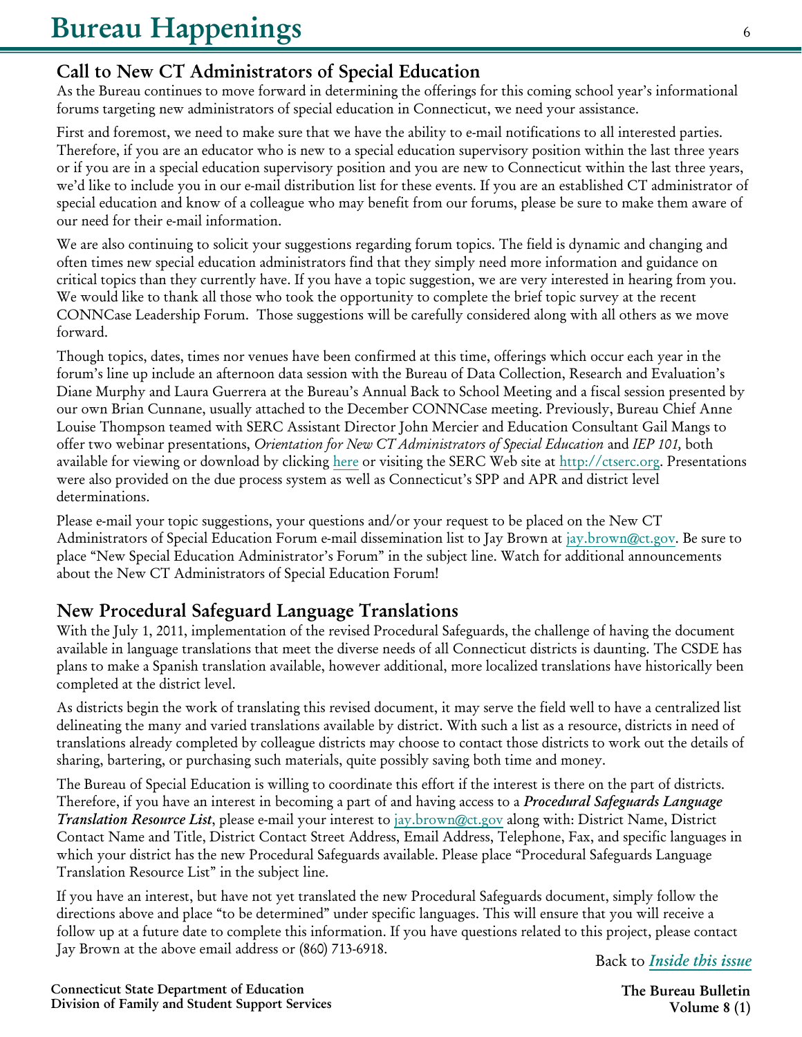## Call to New CT Administrators of Special Education

As the Bureau continues to move forward in determining the offerings for this coming school year's informational forums targeting new administrators of special education in Connecticut, we need your assistance.

First and foremost, we need to make sure that we have the ability to e-mail notifications to all interested parties. Therefore, if you are an educator who is new to a special education supervisory position within the last three years or if you are in a special education supervisory position and you are new to Connecticut within the last three years, we'd like to include you in our e-mail distribution list for these events. If you are an established CT administrator of special education and know of a colleague who may benefit from our forums, please be sure to make them aware of our need for their e-mail information.

We are also continuing to solicit your suggestions regarding forum topics. The field is dynamic and changing and often times new special education administrators find that they simply need more information and guidance on critical topics than they currently have. If you have a topic suggestion, we are very interested in hearing from you. We would like to thank all those who took the opportunity to complete the brief topic survey at the recent CONNCase Leadership Forum. Those suggestions will be carefully considered along with all others as we move forward.

Though topics, dates, times nor venues have been confirmed at this time, offerings which occur each year in the forum's line up include an afternoon data session with the Bureau of Data Collection, Research and Evaluation's Diane Murphy and Laura Guerrera at the Bureau's Annual Back to School Meeting and a fiscal session presented by our own Brian Cunnane, usually attached to the December CONNCase meeting. Previously, Bureau Chief Anne Louise Thompson teamed with SERC Assistant Director John Mercier and Education Consultant Gail Mangs to offer two webinar presentations, *Orientation for New CT Administrators of Special Education* and *IEP 101,* both available for viewing or download by clicking here or visiting the SERC Web site at http://ctserc.org. Presentations were also provided on the due process system as well as Connecticut's SPP and APR and district level determinations.

Please e-mail your topic suggestions, your questions and/or your request to be placed on the New CT Administrators of Special Education Forum e-mail dissemination list to Jay Brown at jay.brown@ct.gov. Be sure to place "New Special Education Administrator's Forum" in the subject line. Watch for additional announcements about the New CT Administrators of Special Education Forum!

## New Procedural Safeguard Language Translations

With the July 1, 2011, implementation of the revised Procedural Safeguards, the challenge of having the document available in language translations that meet the diverse needs of all Connecticut districts is daunting. The CSDE has plans to make a Spanish translation available, however additional, more localized translations have historically been completed at the district level.

As districts begin the work of translating this revised document, it may serve the field well to have a centralized list delineating the many and varied translations available by district. With such a list as a resource, districts in need of translations already completed by colleague districts may choose to contact those districts to work out the details of sharing, bartering, or purchasing such materials, quite possibly saving both time and money.

The Bureau of Special Education is willing to coordinate this effort if the interest is there on the part of districts. Therefore, if you have an interest in becoming a part of and having access to a ***Procedural Safeguards Language Translation Resource List***, please e-mail your interest to jay.brown@ct.gov along with: District Name, District Contact Name and Title, District Contact Street Address, Email Address, Telephone, Fax, and specific languages in which your district has the new Procedural Safeguards available. Please place "Procedural Safeguards Language Translation Resource List" in the subject line.

If you have an interest, but have not yet translated the new Procedural Safeguards document, simply follow the directions above and place "to be determined" under specific languages. This will ensure that you will receive a follow up at a future date to complete this information. If you have questions related to this project, please contact Jay Brown at the above email address or (860) 713-6918.

Back to ***Inside this issue***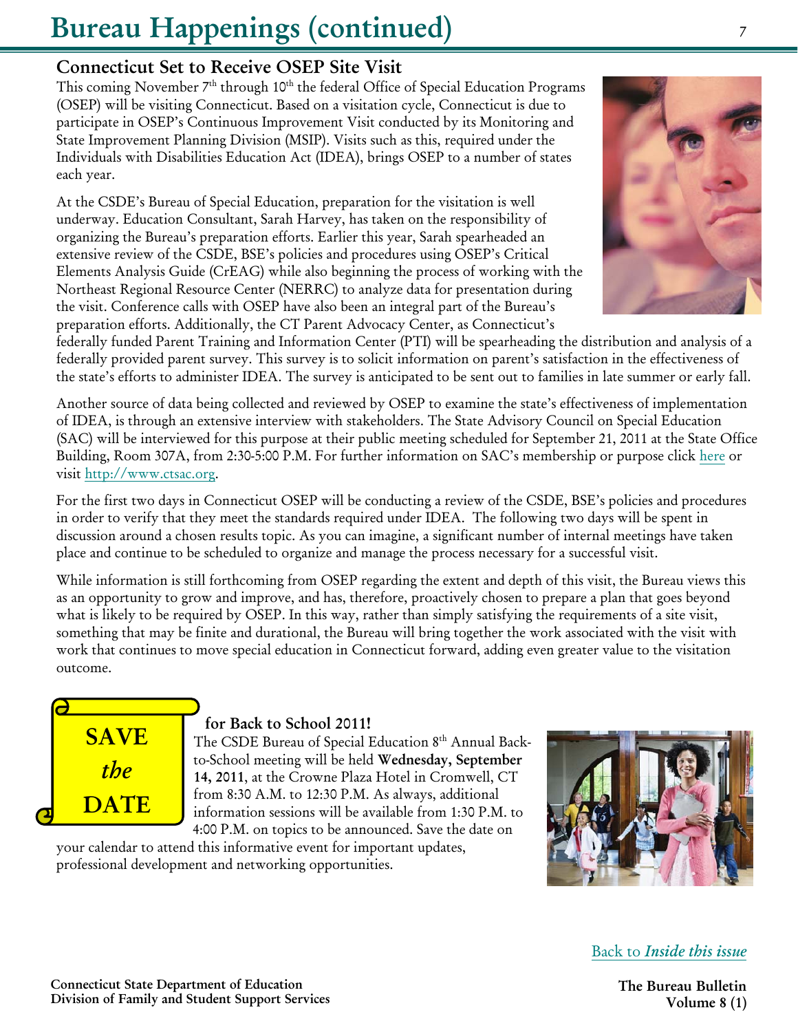# Bureau Happenings (continued)

## Connecticut Set to Receive OSEP Site Visit

This coming November 7th through 10th the federal Office of Special Education Programs (OSEP) will be visiting Connecticut. Based on a visitation cycle, Connecticut is due to participate in OSEP's Continuous Improvement Visit conducted by its Monitoring and State Improvement Planning Division (MSIP). Visits such as this, required under the Individuals with Disabilities Education Act (IDEA), brings OSEP to a number of states each year.

At the CSDE's Bureau of Special Education, preparation for the visitation is well underway. Education Consultant, Sarah Harvey, has taken on the responsibility of organizing the Bureau's preparation efforts. Earlier this year, Sarah spearheaded an extensive review of the CSDE, BSE's policies and procedures using OSEP's Critical Elements Analysis Guide (CrEAG) while also beginning the process of working with the Northeast Regional Resource Center (NERRC) to analyze data for presentation during the visit. Conference calls with OSEP have also been an integral part of the Bureau's preparation efforts. Additionally, the CT Parent Advocacy Center, as Connecticut's federally funded Parent Training and Information Center (PTI) will be spearheading the distribution and analysis of a federally provided parent survey. This survey is to solicit information on parent's satisfaction in the effectiveness of the state's efforts to administer IDEA. The survey is anticipated to be sent out to families in late summer or early fall.

Another source of data being collected and reviewed by OSEP to examine the state's effectiveness of implementation of IDEA, is through an extensive interview with stakeholders. The State Advisory Council on Special Education (SAC) will be interviewed for this purpose at their public meeting scheduled for September 21, 2011 at the State Office Building, Room 307A, from 2:30-5:00 P.M. For further information on SAC's membership or purpose click here or visit http://www.ctsac.org.

For the first two days in Connecticut OSEP will be conducting a review of the CSDE, BSE's policies and procedures in order to verify that they meet the standards required under IDEA. The following two days will be spent in discussion around a chosen results topic. As you can imagine, a significant number of internal meetings have taken place and continue to be scheduled to organize and manage the process necessary for a successful visit.

While information is still forthcoming from OSEP regarding the extent and depth of this visit, the Bureau views this as an opportunity to grow and improve, and has, therefore, proactively chosen to prepare a plan that goes beyond what is likely to be required by OSEP. In this way, rather than simply satisfying the requirements of a site visit, something that may be finite and durational, the Bureau will bring together the work associated with the visit with work that continues to move special education in Connecticut forward, adding even greater value to the visitation outcome.

## SAVE *the* DATE for Back to School 2011!

The CSDE Bureau of Special Education 8th Annual Back-to-School meeting will be held **Wednesday, September 14, 2011**, at the Crowne Plaza Hotel in Cromwell, CT from 8:30 A.M. to 12:30 P.M. As always, additional information sessions will be available from 1:30 P.M. to 4:00 P.M. on topics to be announced. Save the date on your calendar to attend this informative event for important updates, professional development and networking opportunities.

Back to *Inside this issue*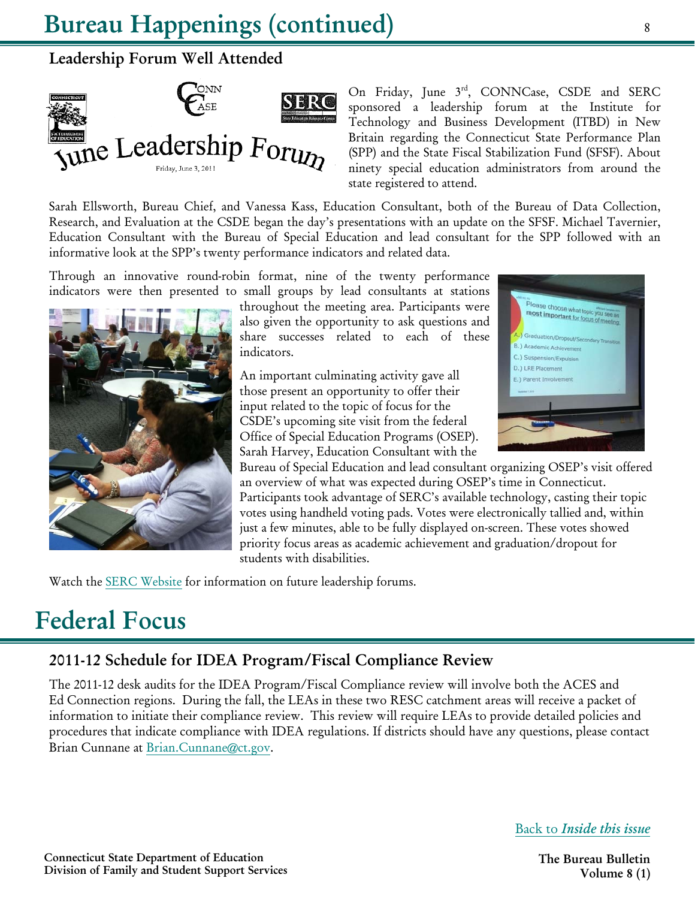# Bureau Happenings (continued)

## Leadership Forum Well Attended

On Friday, June 3rd, CONNCase, CSDE and SERC sponsored a leadership forum at the Institute for Technology and Business Development (ITBD) in New Britain regarding the Connecticut State Performance Plan (SPP) and the State Fiscal Stabilization Fund (SFSF). About ninety special education administrators from around the state registered to attend.

Sarah Ellsworth, Bureau Chief, and Vanessa Kass, Education Consultant, both of the Bureau of Data Collection, Research, and Evaluation at the CSDE began the day's presentations with an update on the SFSF. Michael Tavernier, Education Consultant with the Bureau of Special Education and lead consultant for the SPP followed with an informative look at the SPP's twenty performance indicators and related data.

Through an innovative round-robin format, nine of the twenty performance indicators were then presented to small groups by lead consultants at stations throughout the meeting area. Participants were also given the opportunity to ask questions and share successes related to each of these indicators.

An important culminating activity gave all those present an opportunity to offer their input related to the topic of focus for the CSDE's upcoming site visit from the federal Office of Special Education Programs (OSEP). Sarah Harvey, Education Consultant with the Bureau of Special Education and lead consultant organizing OSEP's visit offered an overview of what was expected during OSEP's time in Connecticut. Participants took advantage of SERC's available technology, casting their topic votes using handheld voting pads. Votes were electronically tallied and, within just a few minutes, able to be fully displayed on-screen. These votes showed priority focus areas as academic achievement and graduation/dropout for students with disabilities.

Watch the SERC Website for information on future leadership forums.

# Federal Focus

## 2011-12 Schedule for IDEA Program/Fiscal Compliance Review

The 2011-12 desk audits for the IDEA Program/Fiscal Compliance review will involve both the ACES and Ed Connection regions. During the fall, the LEAs in these two RESC catchment areas will receive a packet of information to initiate their compliance review. This review will require LEAs to provide detailed policies and procedures that indicate compliance with IDEA regulations. If districts should have any questions, please contact Brian Cunnane at Brian.Cunnane@ct.gov.

Back to *Inside this issue*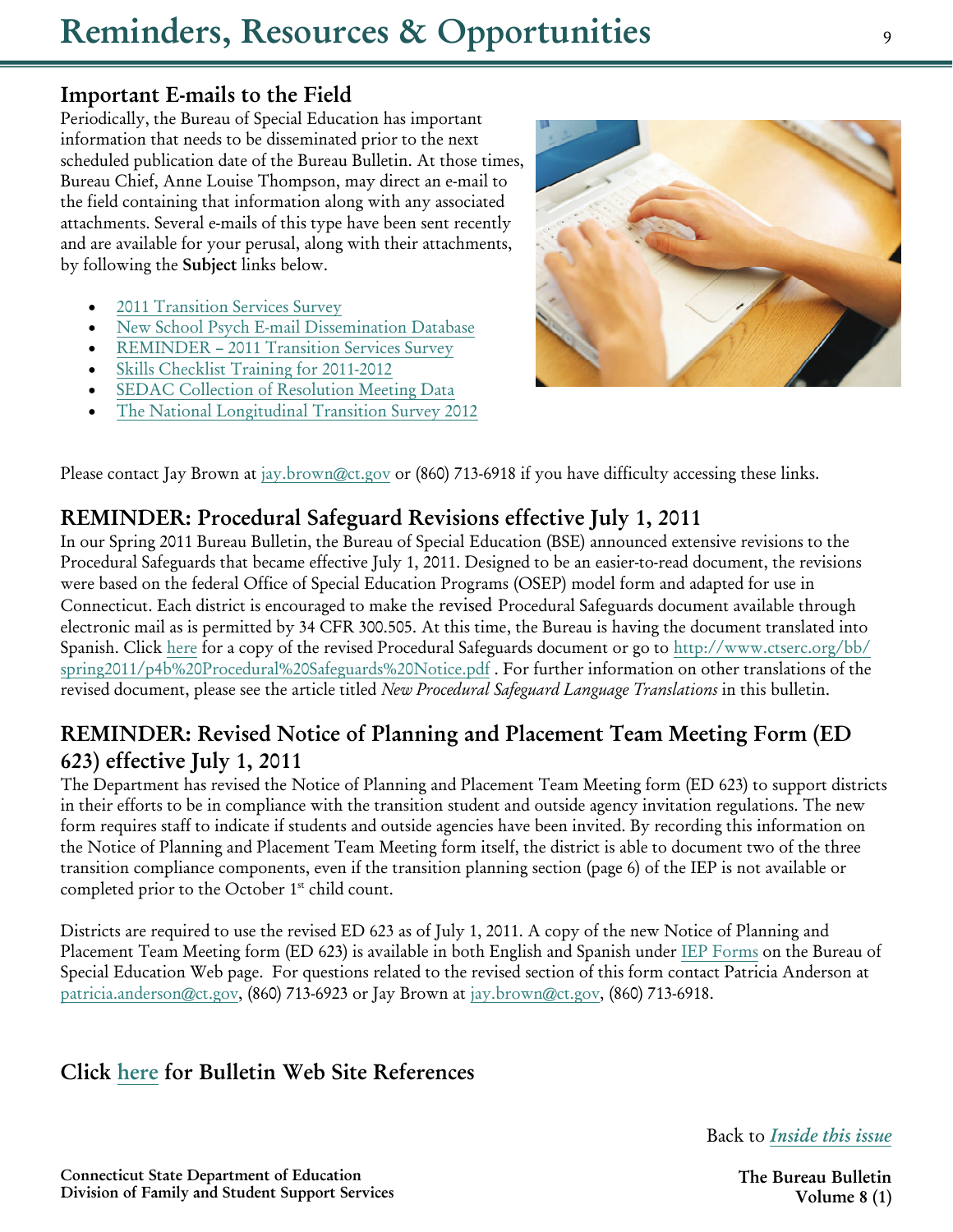# Reminders, Resources & Opportunities

## Important E-mails to the Field

Periodically, the Bureau of Special Education has important information that needs to be disseminated prior to the next scheduled publication date of the Bureau Bulletin. At those times, Bureau Chief, Anne Louise Thompson, may direct an e-mail to the field containing that information along with any associated attachments. Several e-mails of this type have been sent recently and are available for your perusal, along with their attachments, by following the **Subject** links below.

- 2011 Transition Services Survey
- New School Psych E-mail Dissemination Database
- REMINDER – 2011 Transition Services Survey
- Skills Checklist Training for 2011-2012
- SEDAC Collection of Resolution Meeting Data
- The National Longitudinal Transition Survey 2012

Please contact Jay Brown at jay.brown@ct.gov or (860) 713-6918 if you have difficulty accessing these links.

## REMINDER: Procedural Safeguard Revisions effective July 1, 2011

In our Spring 2011 Bureau Bulletin, the Bureau of Special Education (BSE) announced extensive revisions to the Procedural Safeguards that became effective July 1, 2011. Designed to be an easier-to-read document, the revisions were based on the federal Office of Special Education Programs (OSEP) model form and adapted for use in Connecticut. Each district is encouraged to make the revised Procedural Safeguards document available through electronic mail as is permitted by 34 CFR 300.505. At this time, the Bureau is having the document translated into Spanish. Click here for a copy of the revised Procedural Safeguards document or go to http://www.ctserc.org/bb/spring2011/p4b%20Procedural%20Safeguards%20Notice.pdf . For further information on other translations of the revised document, please see the article titled *New Procedural Safeguard Language Translations* in this bulletin.

## REMINDER: Revised Notice of Planning and Placement Team Meeting Form (ED 623) effective July 1, 2011

The Department has revised the Notice of Planning and Placement Team Meeting form (ED 623) to support districts in their efforts to be in compliance with the transition student and outside agency invitation regulations. The new form requires staff to indicate if students and outside agencies have been invited. By recording this information on the Notice of Planning and Placement Team Meeting form itself, the district is able to document two of the three transition compliance components, even if the transition planning section (page 6) of the IEP is not available or completed prior to the October 1st child count.

Districts are required to use the revised ED 623 as of July 1, 2011. A copy of the new Notice of Planning and Placement Team Meeting form (ED 623) is available in both English and Spanish under IEP Forms on the Bureau of Special Education Web page. For questions related to the revised section of this form contact Patricia Anderson at patricia.anderson@ct.gov, (860) 713-6923 or Jay Brown at jay.brown@ct.gov, (860) 713-6918.

## Click here for Bulletin Web Site References

Back to *Inside this issue*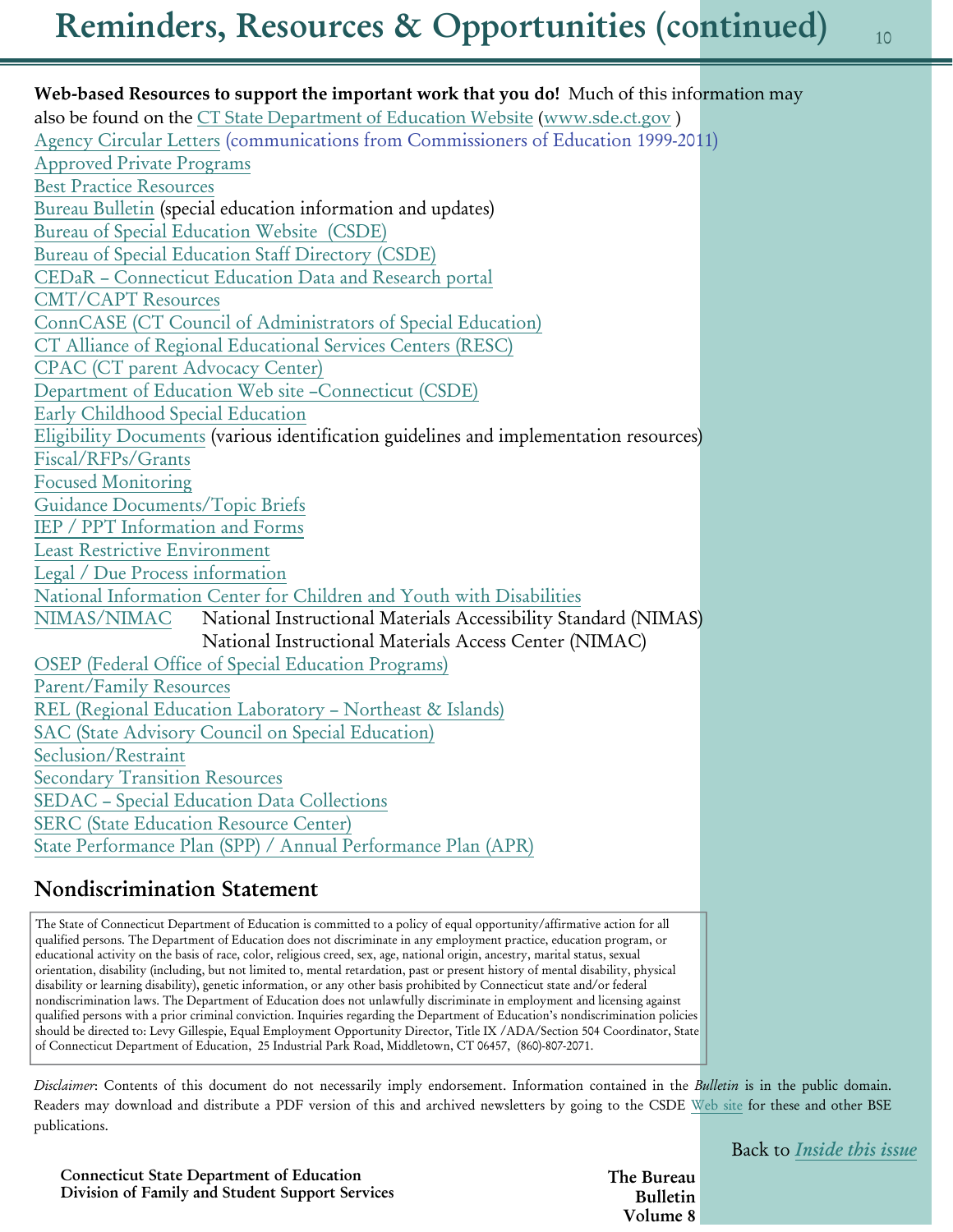# Reminders, Resources & Opportunities (continued)

**Web-based Resources to support the important work that you do!** Much of this information may also be found on the CT State Department of Education Website (www.sde.ct.gov )

Agency Circular Letters (communications from Commissioners of Education 1999-2011)
Approved Private Programs
Best Practice Resources
Bureau Bulletin (special education information and updates)
Bureau of Special Education Website (CSDE)
Bureau of Special Education Staff Directory (CSDE)
CEDaR – Connecticut Education Data and Research portal
CMT/CAPT Resources
ConnCASE (CT Council of Administrators of Special Education)
CT Alliance of Regional Educational Services Centers (RESC)
CPAC (CT parent Advocacy Center)
Department of Education Web site –Connecticut (CSDE)
Early Childhood Special Education
Eligibility Documents (various identification guidelines and implementation resources)
Fiscal/RFPs/Grants
Focused Monitoring
Guidance Documents/Topic Briefs
IEP / PPT Information and Forms
Least Restrictive Environment
Legal / Due Process information
National Information Center for Children and Youth with Disabilities
NIMAS/NIMAC National Instructional Materials Accessibility Standard (NIMAS)
National Instructional Materials Access Center (NIMAC)
OSEP (Federal Office of Special Education Programs)
Parent/Family Resources
REL (Regional Education Laboratory – Northeast & Islands)
SAC (State Advisory Council on Special Education)
Seclusion/Restraint
Secondary Transition Resources
SEDAC – Special Education Data Collections
SERC (State Education Resource Center)
State Performance Plan (SPP) / Annual Performance Plan (APR)

## Nondiscrimination Statement

The State of Connecticut Department of Education is committed to a policy of equal opportunity/affirmative action for all qualified persons. The Department of Education does not discriminate in any employment practice, education program, or educational activity on the basis of race, color, religious creed, sex, age, national origin, ancestry, marital status, sexual orientation, disability (including, but not limited to, mental retardation, past or present history of mental disability, physical disability or learning disability), genetic information, or any other basis prohibited by Connecticut state and/or federal nondiscrimination laws. The Department of Education does not unlawfully discriminate in employment and licensing against qualified persons with a prior criminal conviction. Inquiries regarding the Department of Education's nondiscrimination policies should be directed to: Levy Gillespie, Equal Employment Opportunity Director, Title IX /ADA/Section 504 Coordinator, State of Connecticut Department of Education, 25 Industrial Park Road, Middletown, CT 06457, (860)-807-2071.

*Disclaimer*: Contents of this document do not necessarily imply endorsement. Information contained in the *Bulletin* is in the public domain. Readers may download and distribute a PDF version of this and archived newsletters by going to the CSDE Web site for these and other BSE publications.

Back to ***Inside this issue***

**Connecticut State Department of Education**
**Division of Family and Student Support Services**